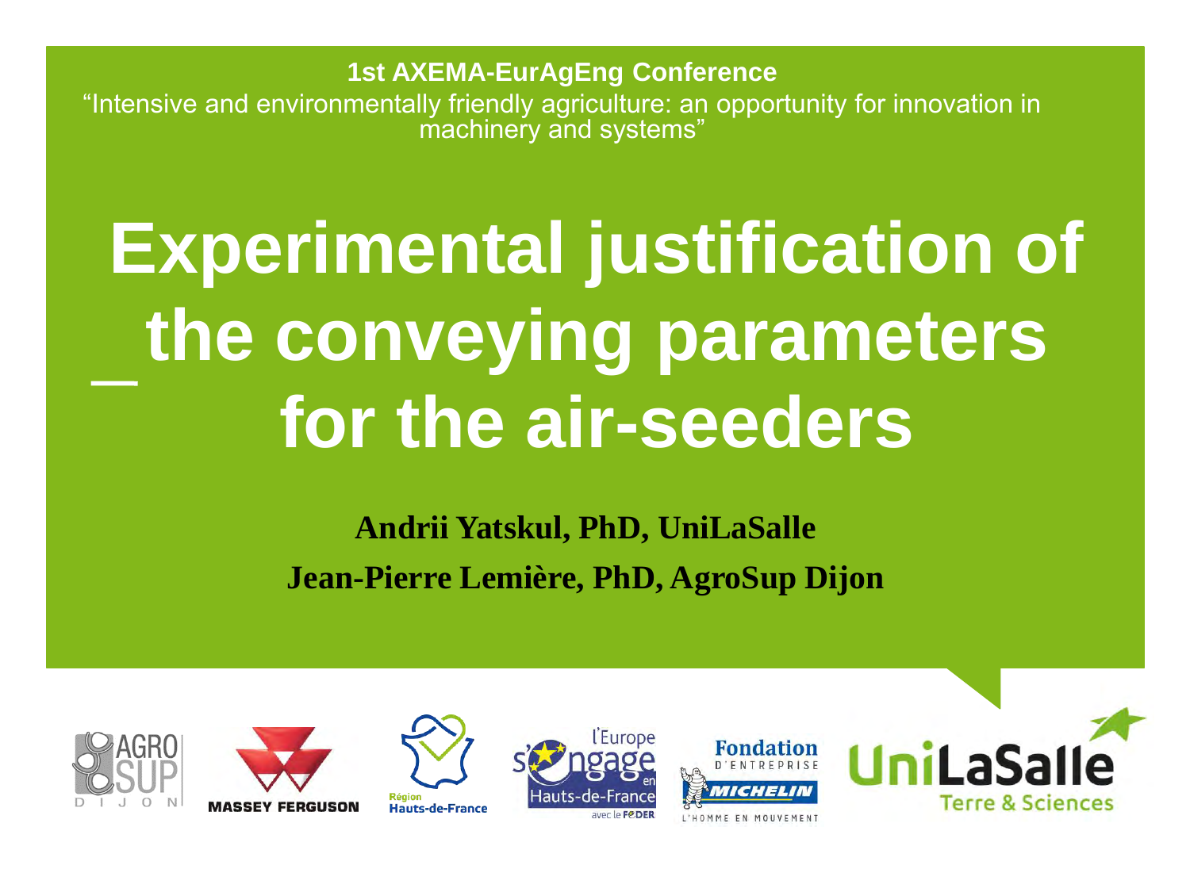**1st AXEMA-EurAgEng Conference**

“Intensive and environmentally friendly agriculture: an opportunity for innovation in machinery and systems”

# Experimental justification of the conveying parameters for the air-seeders

**Andrii Yatskul, PhD, UniLaSalle**

**Jean-Pierre Lemière, PhD, AgroSup Dijon**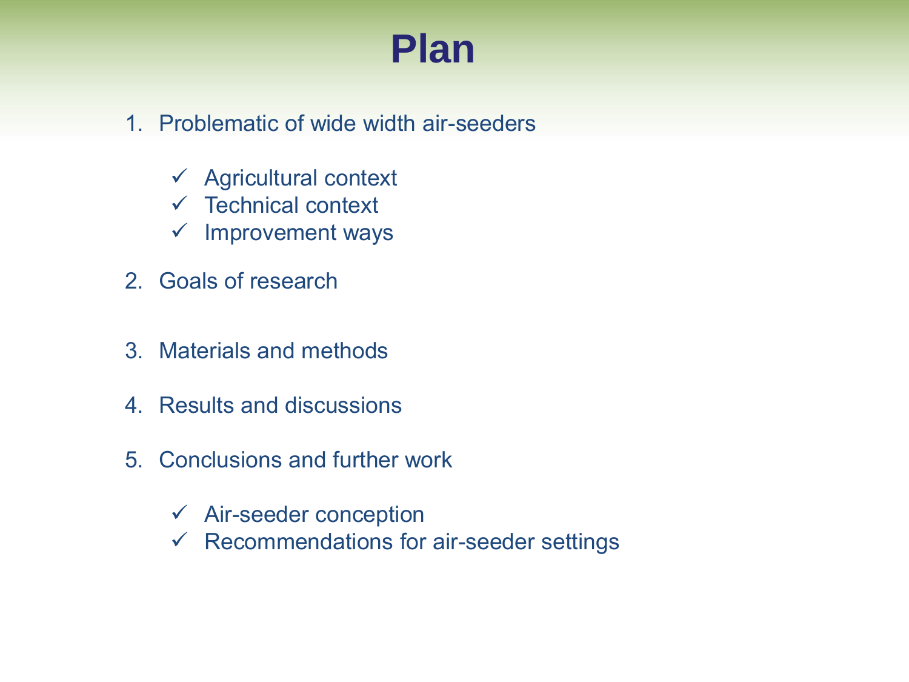# Plan

1. Problematic of wide width air-seeders
   - ✓ Agricultural context
   - ✓ Technical context
   - ✓ Improvement ways
2. Goals of research
3. Materials and methods
4. Results and discussions
5. Conclusions and further work
   - ✓ Air-seeder conception
   - ✓ Recommendations for air-seeder settings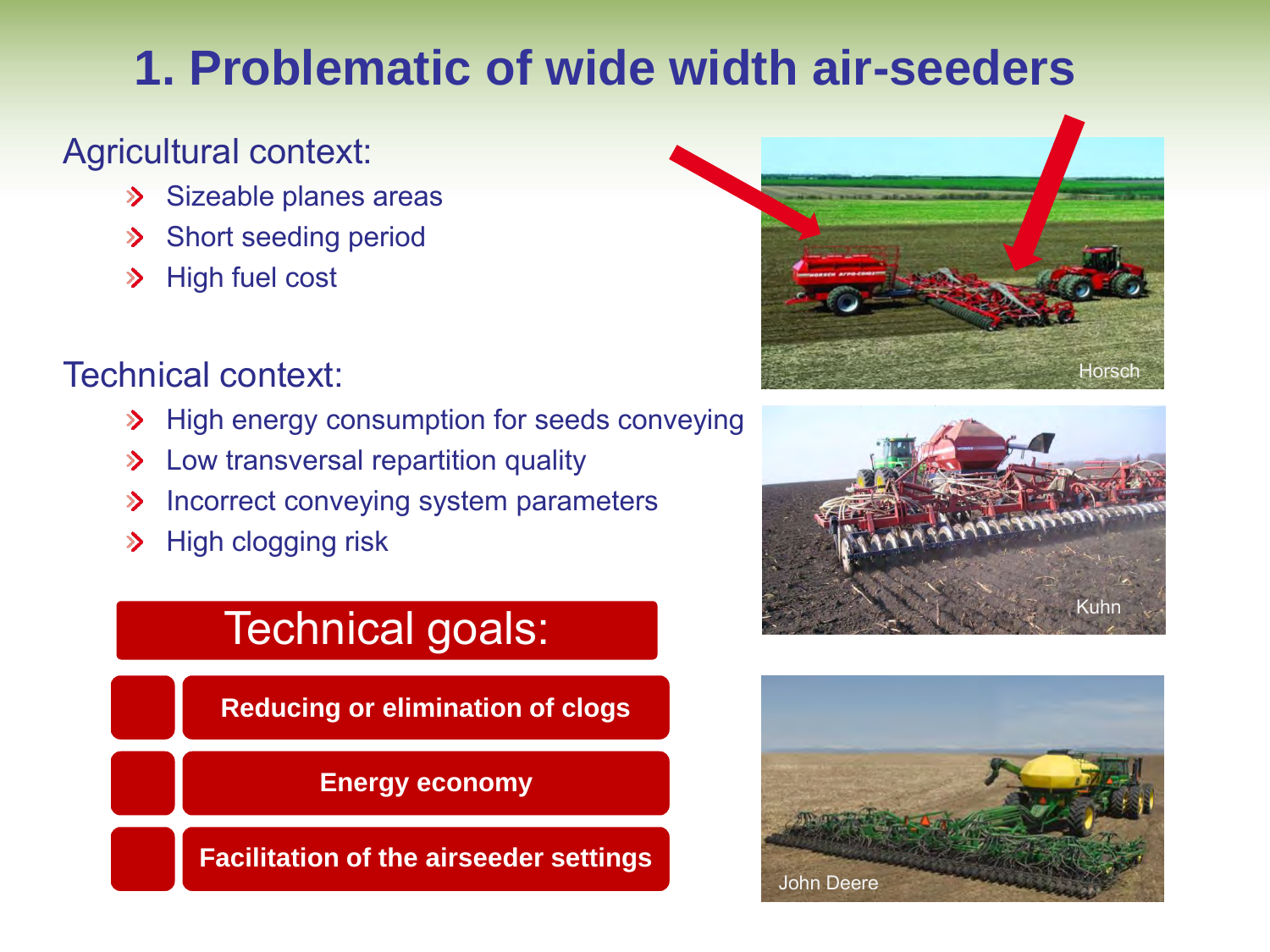# 1. Problematic of wide width air-seeders

Agricultural context:

- Sizeable planes areas
- Short seeding period
- High fuel cost

Technical context:

- High energy consumption for seeds conveying
- Low transversal repartition quality
- Incorrect conveying system parameters
- High clogging risk

## Technical goals:

- **Reducing or elimination of clogs**
- **Energy economy**
- **Facilitation of the airseeder settings**

Horsch

Kuhn

John Deere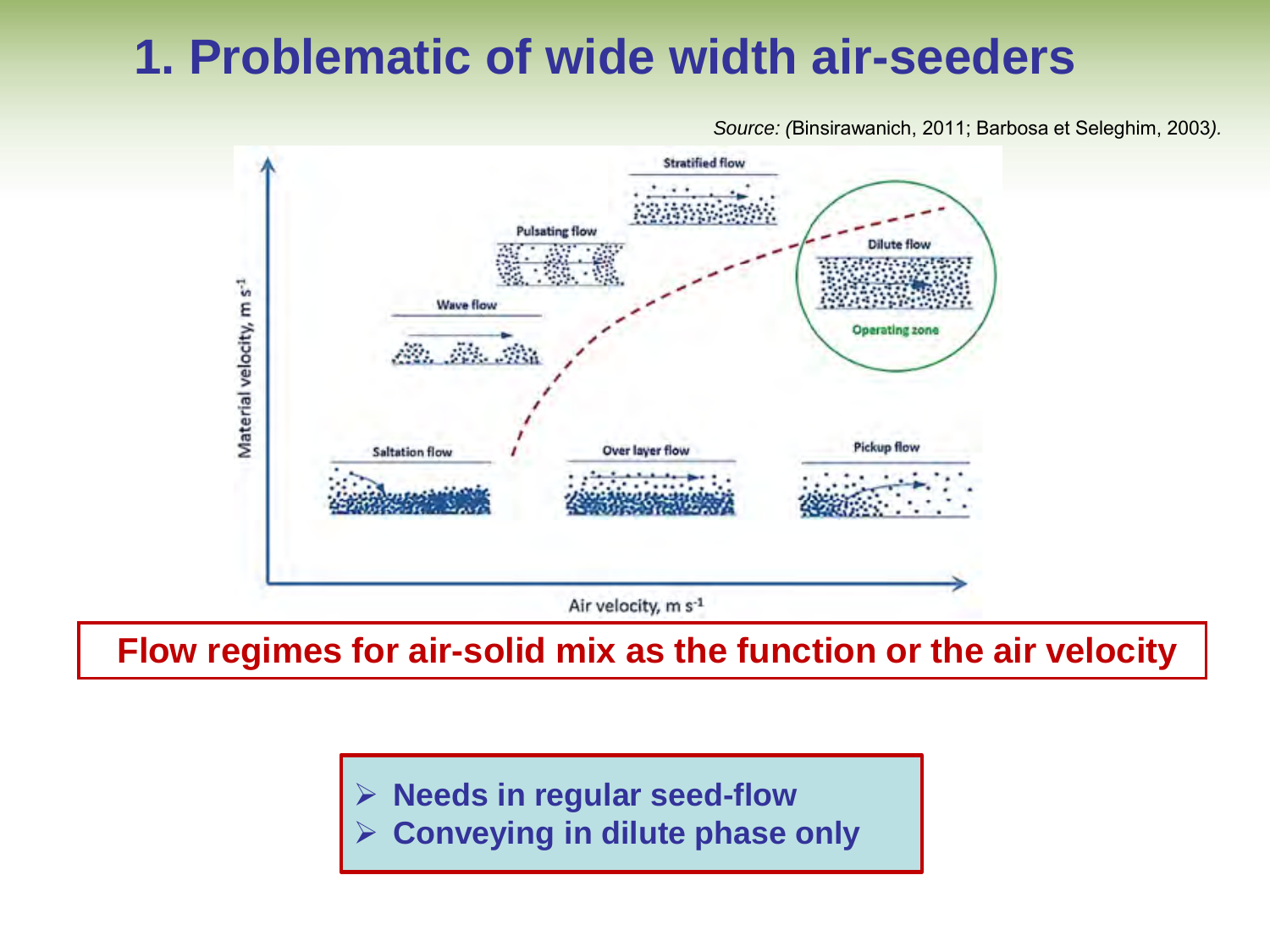# 1. Problematic of wide width air-seeders

*Source: (*Binsirawanich, 2011; Barbosa et Seleghim, 2003*).*

**Flow regimes for air-solid mix as the function or the air velocity**

- **Needs in regular seed-flow**
- **Conveying in dilute phase only**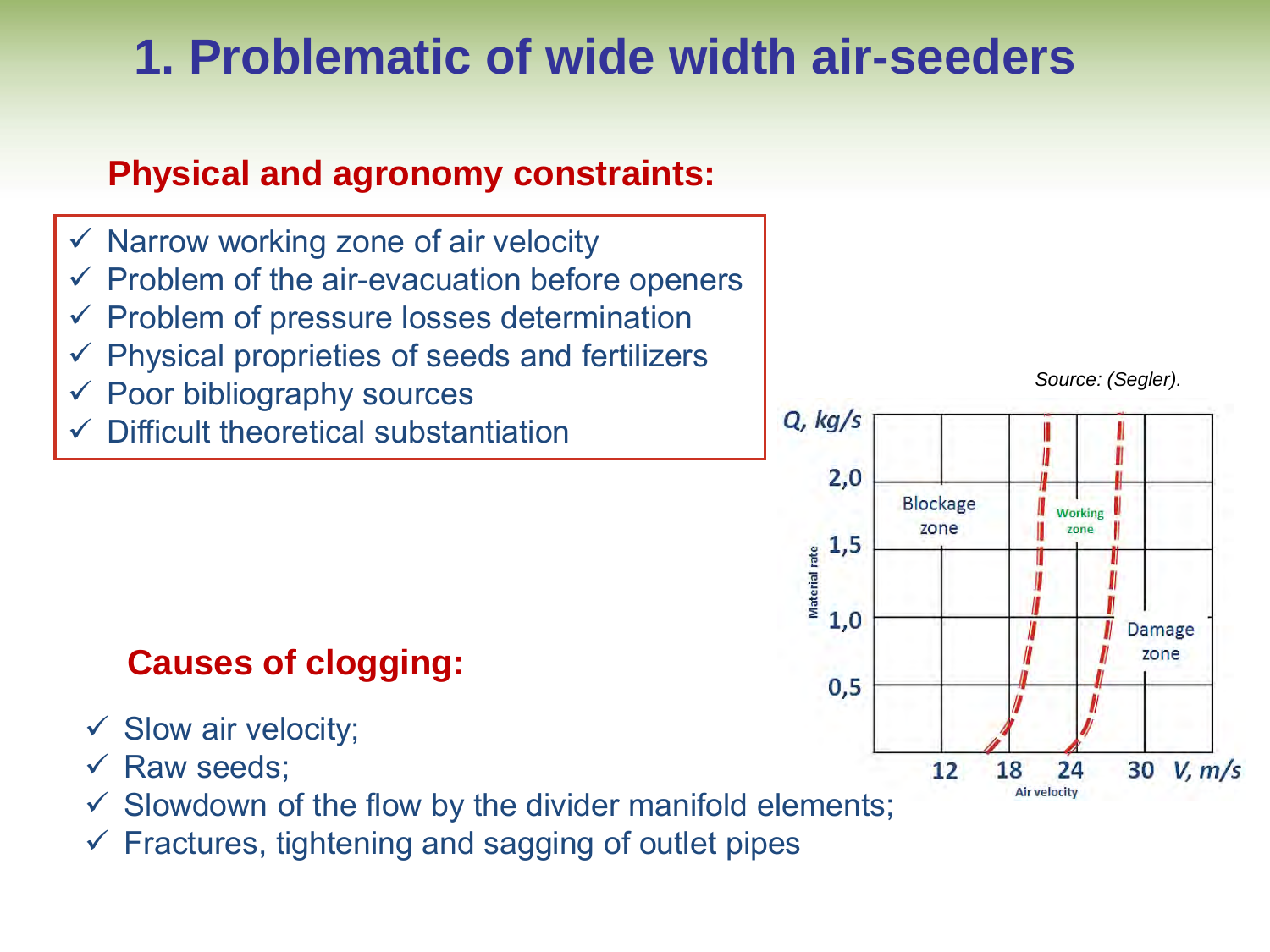# 1. Problematic of wide width air-seeders

## Physical and agronomy constraints:

- ✓ Narrow working zone of air velocity
- ✓ Problem of the air-evacuation before openers
- ✓ Problem of pressure losses determination
- ✓ Physical proprieties of seeds and fertilizers
- ✓ Poor bibliography sources
- ✓ Difficult theoretical substantiation

*Source: (Segler).*

## Causes of clogging:

- ✓ Slow air velocity;
- ✓ Raw seeds;
- ✓ Slowdown of the flow by the divider manifold elements;
- ✓ Fractures, tightening and sagging of outlet pipes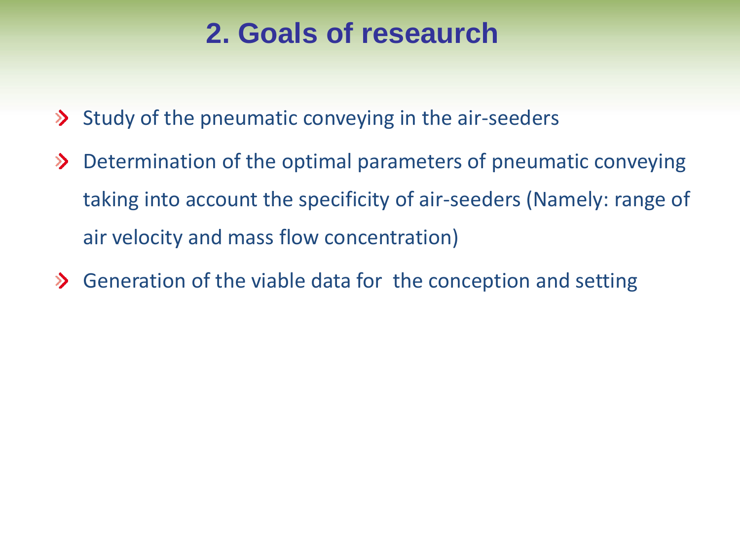# 2. Goals of reseaurch

- Study of the pneumatic conveying in the air-seeders
- Determination of the optimal parameters of pneumatic conveying taking into account the specificity of air-seeders (Namely: range of air velocity and mass flow concentration)
- Generation of the viable data for the conception and setting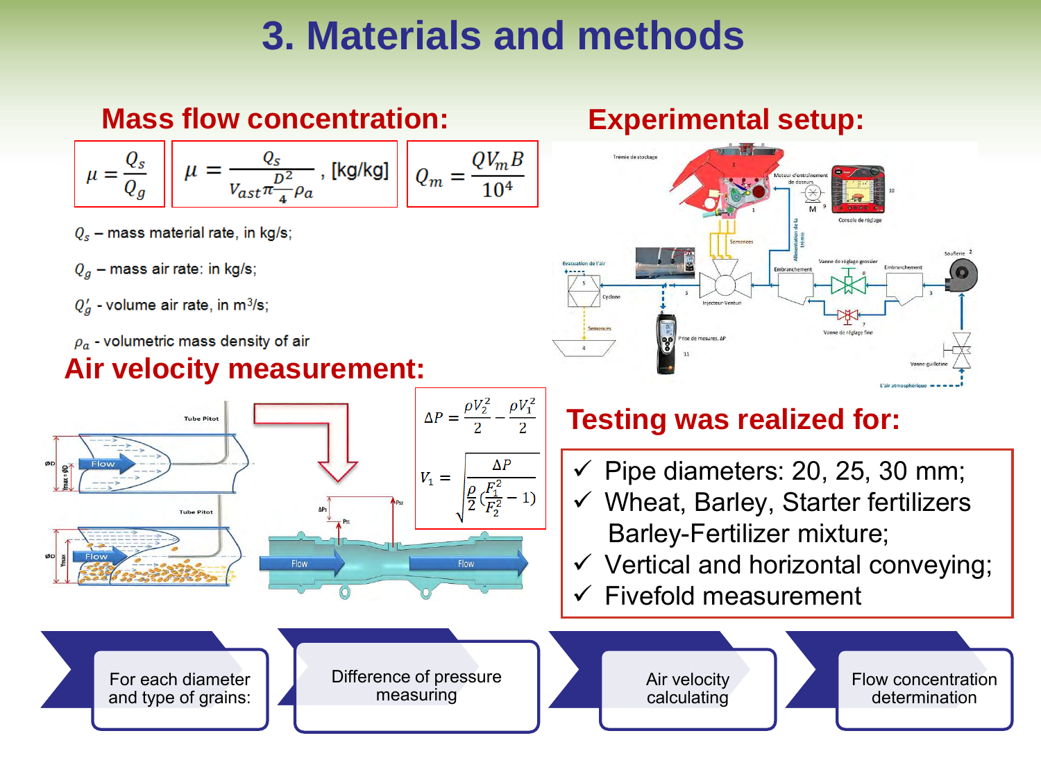# 3. Materials and methods

## Mass flow concentration:

$$\mu = \frac{Q_s}{Q_g}$$

$$\mu = \frac{Q_s}{V_{ast}\pi\frac{D^2}{4}\rho_a}, \text{ [kg/kg]}$$

$$Q_m = \frac{QV_m B}{10^4}$$

$Q_s$ – mass material rate, in kg/s;

$Q_g$ – mass air rate: in kg/s;

$Q'_g$ - volume air rate, in m$^3$/s;

$\rho_a$ - volumetric mass density of air

## Experimental setup:

## Air velocity measurement:

$$\Delta P = \frac{\rho V_2^2}{2} - \frac{\rho V_1^2}{2}$$

$$V_1 = \sqrt{\frac{\Delta P}{\frac{\rho}{2}\left(\frac{F_1^2}{F_2^2} - 1\right)}}$$

## Testing was realized for:

- ✓ Pipe diameters: 20, 25, 30 mm;
- ✓ Wheat, Barley, Starter fertilizers Barley-Fertilizer mixture;
- ✓ Vertical and horizontal conveying;
- ✓ Fivefold measurement

For each diameter and type of grains: → Difference of pressure measuring → Air velocity calculating → Flow concentration determination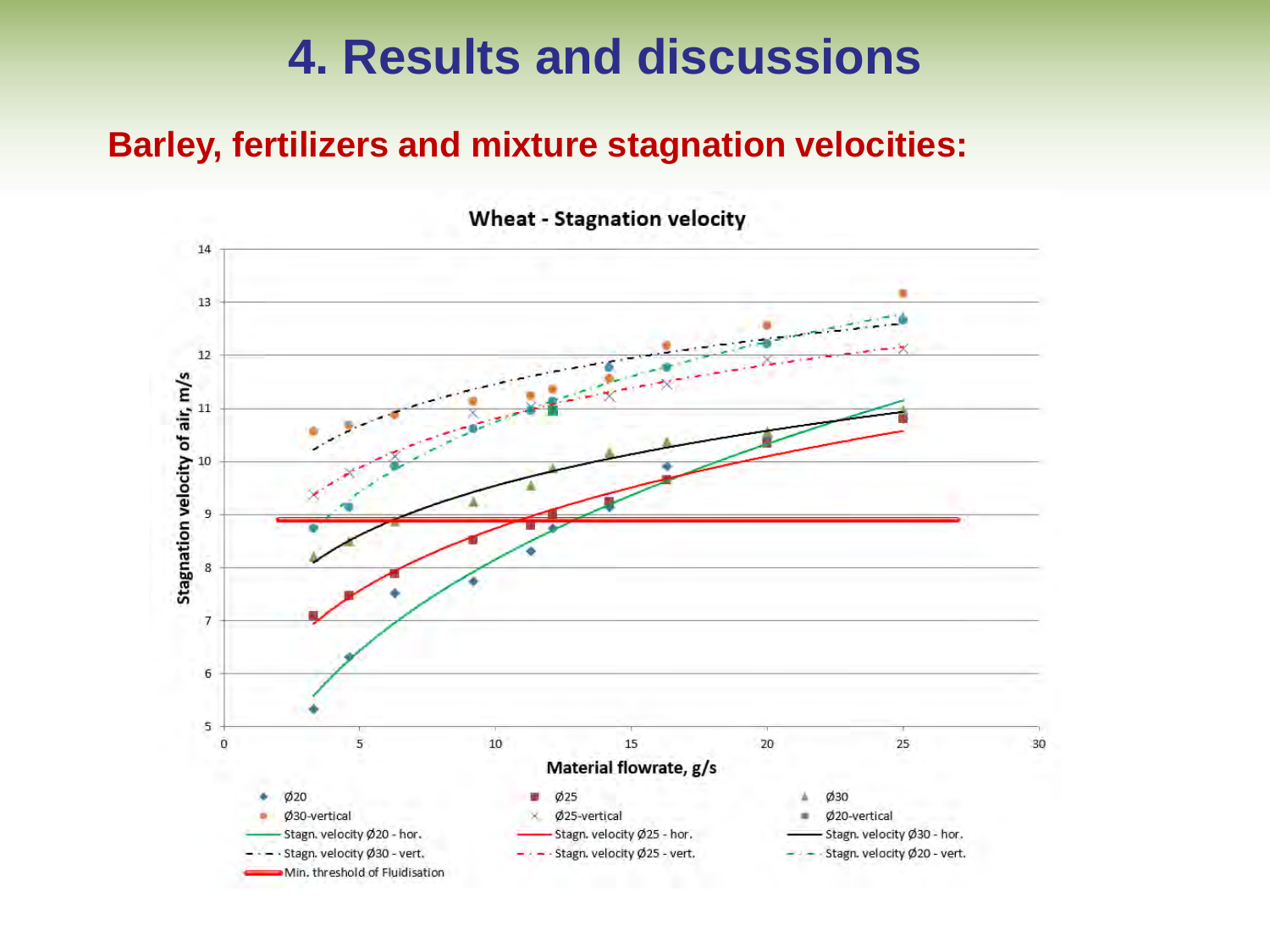# 4. Results and discussions

**Barley, fertilizers and mixture stagnation velocities:**

**Wheat - Stagnation velocity**

Stagnation velocity of air, m/s

Material flowrate, g/s

- Ø20
- Ø25
- Ø30
- Ø30-vertical
- Ø25-vertical
- Ø20-vertical
- Stagn. velocity Ø20 - hor.
- Stagn. velocity Ø25 - hor.
- Stagn. velocity Ø30 - hor.
- Stagn. velocity Ø30 - vert.
- Stagn. velocity Ø25 - vert.
- Stagn. velocity Ø20 - vert.
- Min. threshold of Fluidisation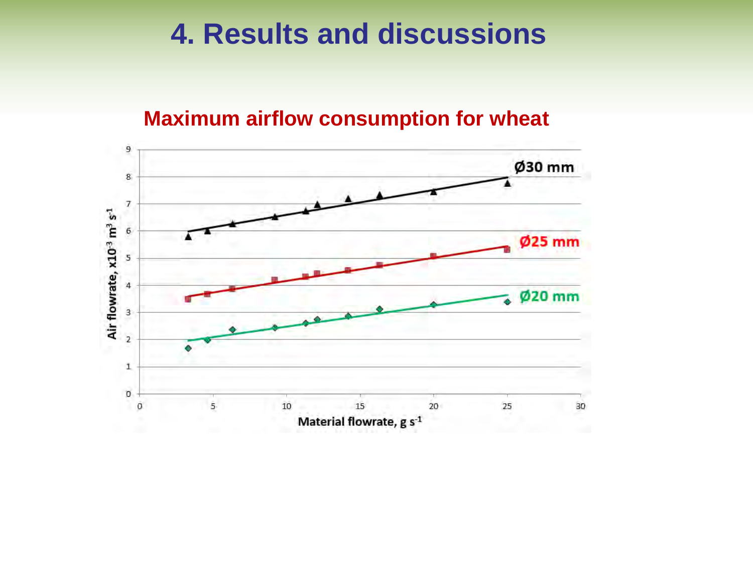# 4. Results and discussions

## Maximum airflow consumption for wheat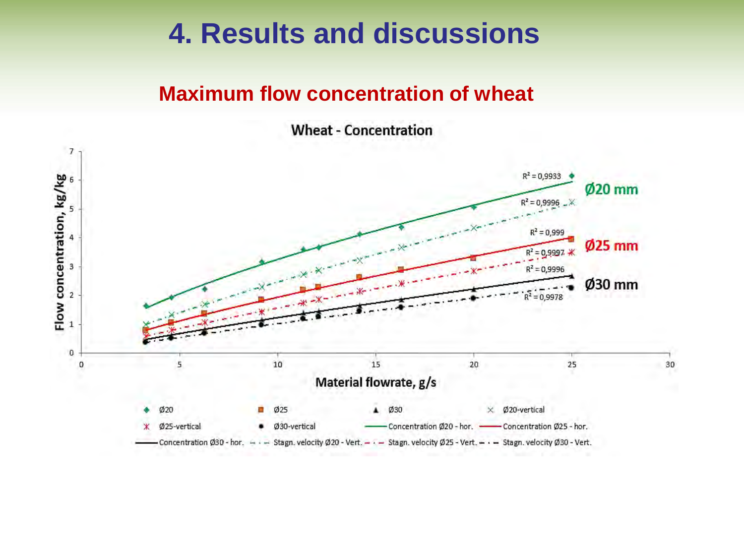# 4. Results and discussions

## Maximum flow concentration of wheat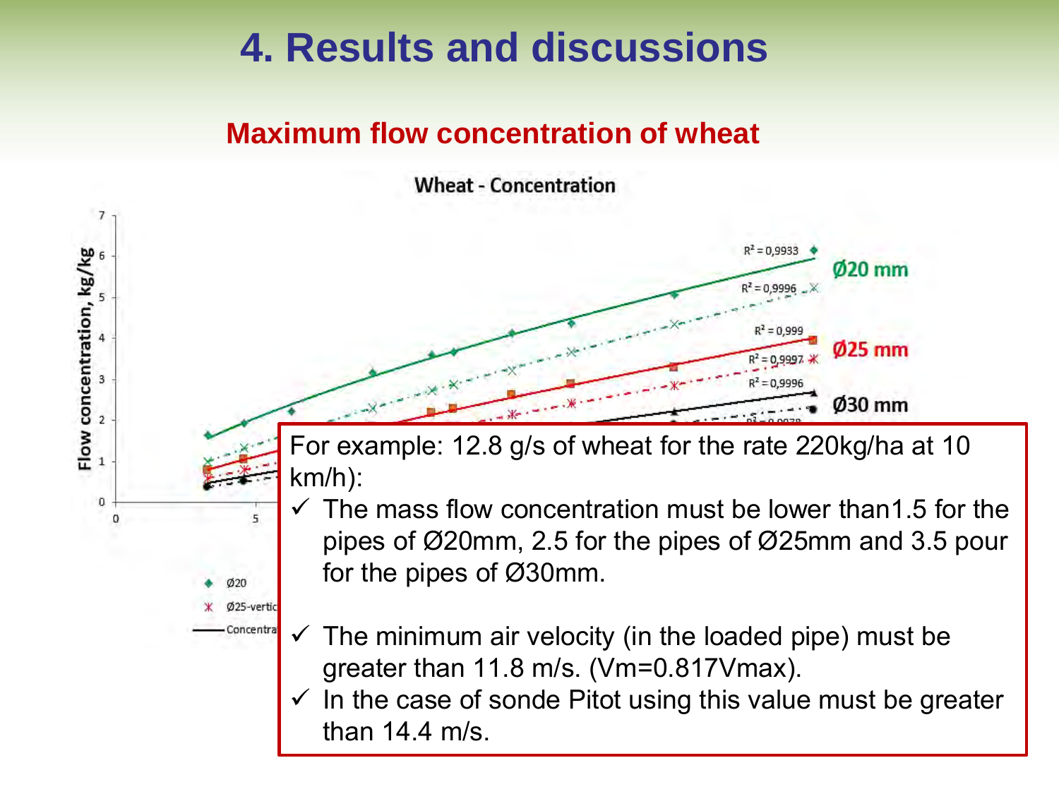# 4. Results and discussions

## Maximum flow concentration of wheat

Wheat - Concentration

Flow concentration, kg/kg

$R^2 = 0{,}9933$ — Ø20 mm

$R^2 = 0{,}9996$

$R^2 = 0{,}999$ — Ø25 mm

$R^2 = 0{,}9997$

$R^2 = 0{,}9996$ — Ø30 mm

Ø20

Ø25-vertic

Concentra

For example: 12.8 g/s of wheat for the rate 220kg/ha at 10 km/h):

- ✓ The mass flow concentration must be lower than1.5 for the pipes of Ø20mm, 2.5 for the pipes of Ø25mm and 3.5 pour for the pipes of Ø30mm.
- ✓ The minimum air velocity (in the loaded pipe) must be greater than 11.8 m/s. ($V_m$=0.817$V_{max}$).
- ✓ In the case of sonde Pitot using this value must be greater than 14.4 m/s.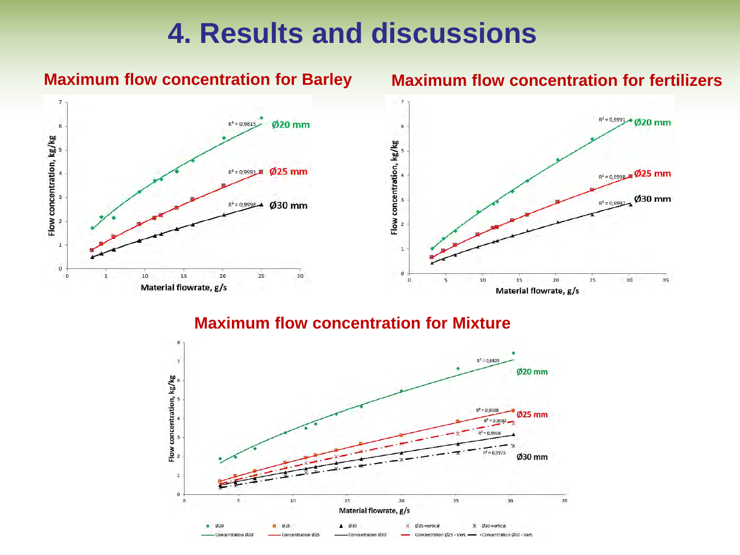# 4. Results and discussions

### Maximum flow concentration for Barley

Flow concentration, kg/kg

Material flowrate, g/s

$R^2 = 0{,}9815$ Ø20 mm

$R^2 = 0{,}9991$ Ø25 mm

$R^2 = 0{,}9998$ Ø30 mm

### Maximum flow concentration for fertilizers

Flow concentration, kg/kg

Material flowrate, g/s

$R^2 = 0{,}9991$ Ø20 mm

$R^2 = 0{,}9998$ Ø25 mm

$R^2 = 0{,}9987$ Ø30 mm

### Maximum flow concentration for Mixture

Flow concentration, kg/kg

Material flowrate, g/s

$R^2 = 0{,}9825$ Ø20 mm

$R^2 = 0{,}9998$ Ø25 mm

$R^2 = 0{,}9983$

$R^2 = 0{,}9998$

$R^2 = 0{,}9975$ Ø30 mm

Ø20 | Ø25 | Ø30 | Ø25-vertical | Ø30-vertical

Concentration Ø20 | Concentration Ø25 | Concentration Ø30 | Concentration Ø25 - Vert. | Concentration Ø30 - Vert.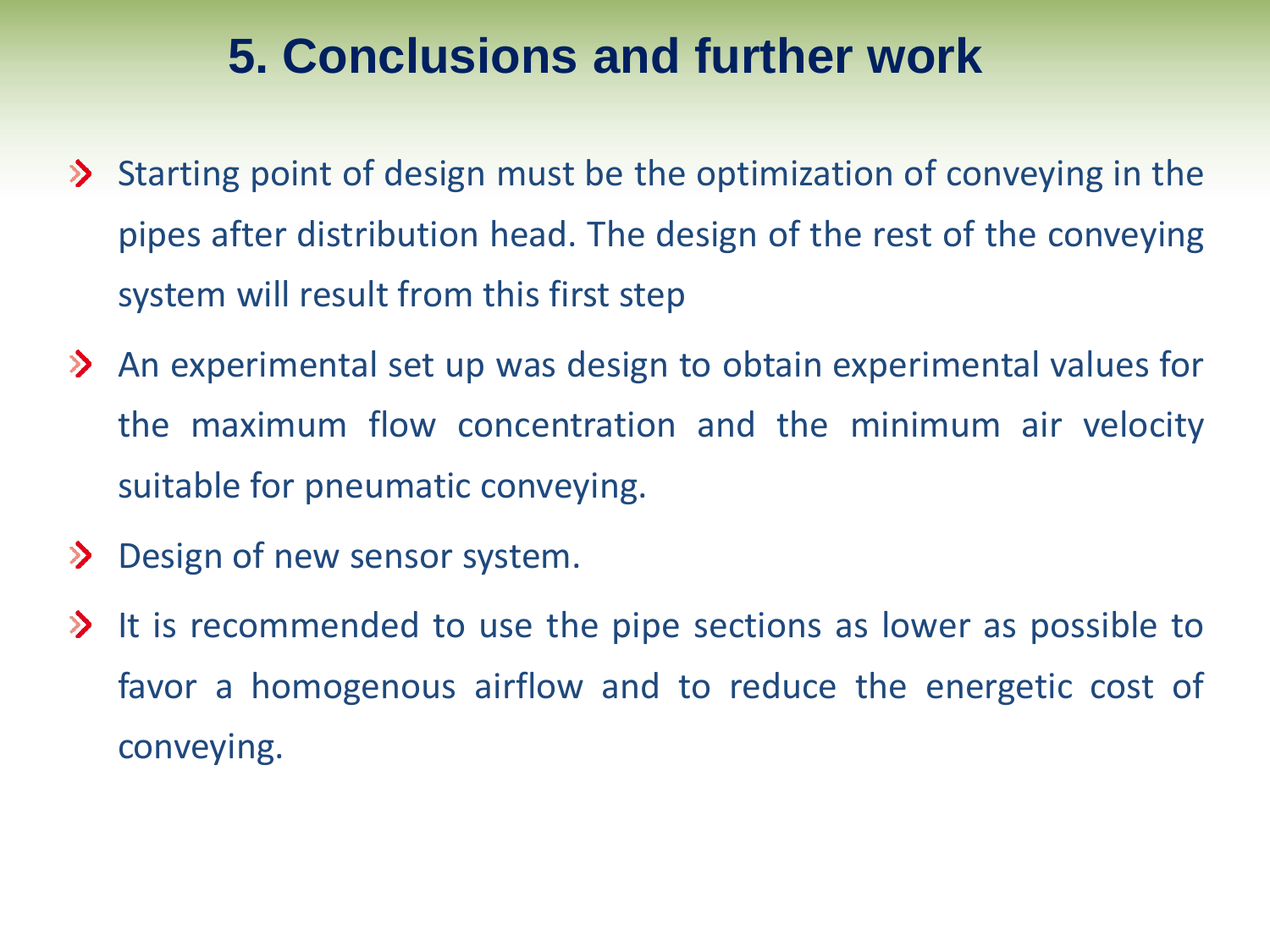# 5. Conclusions and further work

- Starting point of design must be the optimization of conveying in the pipes after distribution head. The design of the rest of the conveying system will result from this first step
- An experimental set up was design to obtain experimental values for the maximum flow concentration and the minimum air velocity suitable for pneumatic conveying.
- Design of new sensor system.
- It is recommended to use the pipe sections as lower as possible to favor a homogenous airflow and to reduce the energetic cost of conveying.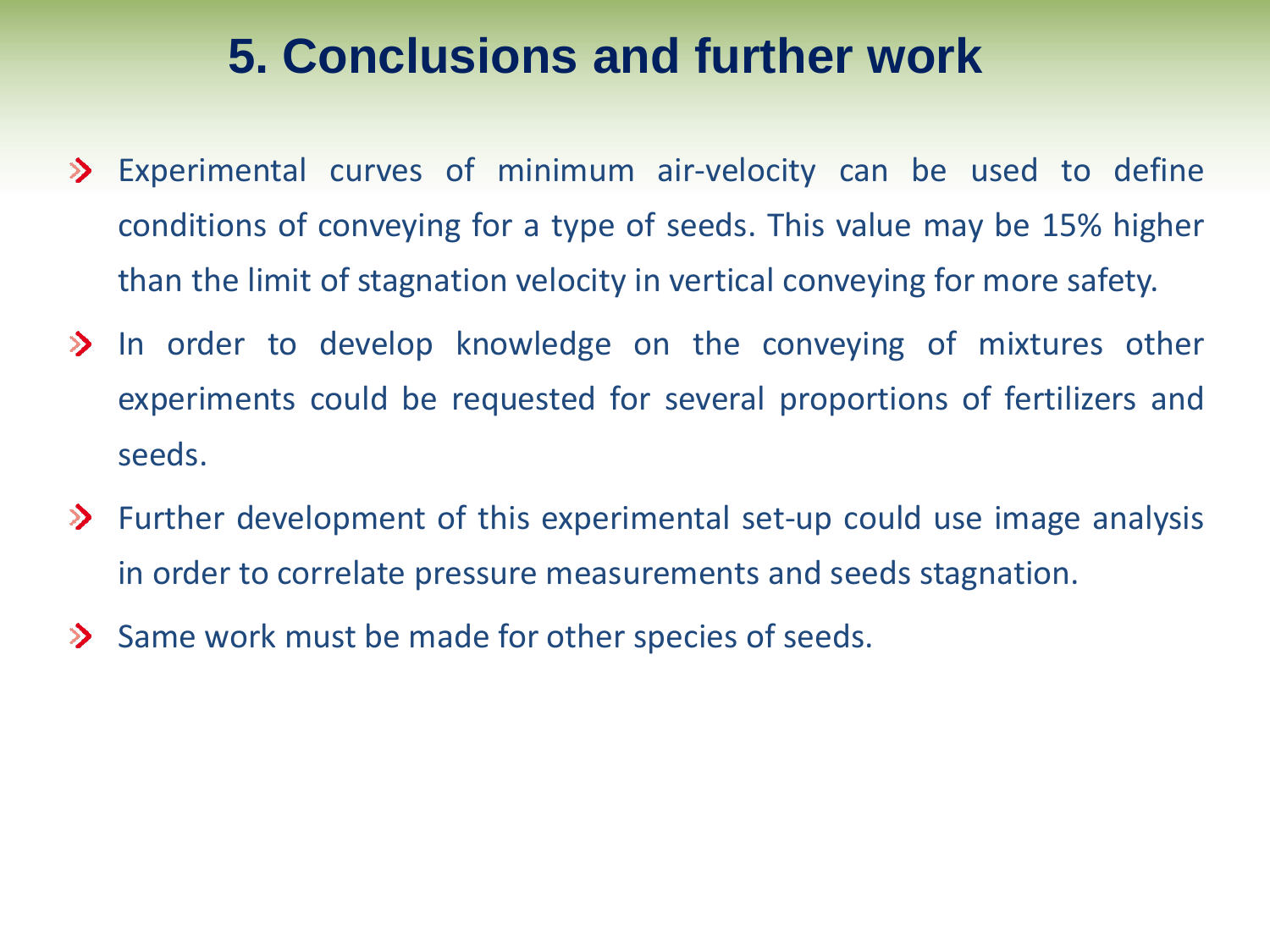# 5. Conclusions and further work

- Experimental curves of minimum air-velocity can be used to define conditions of conveying for a type of seeds. This value may be 15% higher than the limit of stagnation velocity in vertical conveying for more safety.
- In order to develop knowledge on the conveying of mixtures other experiments could be requested for several proportions of fertilizers and seeds.
- Further development of this experimental set-up could use image analysis in order to correlate pressure measurements and seeds stagnation.
- Same work must be made for other species of seeds.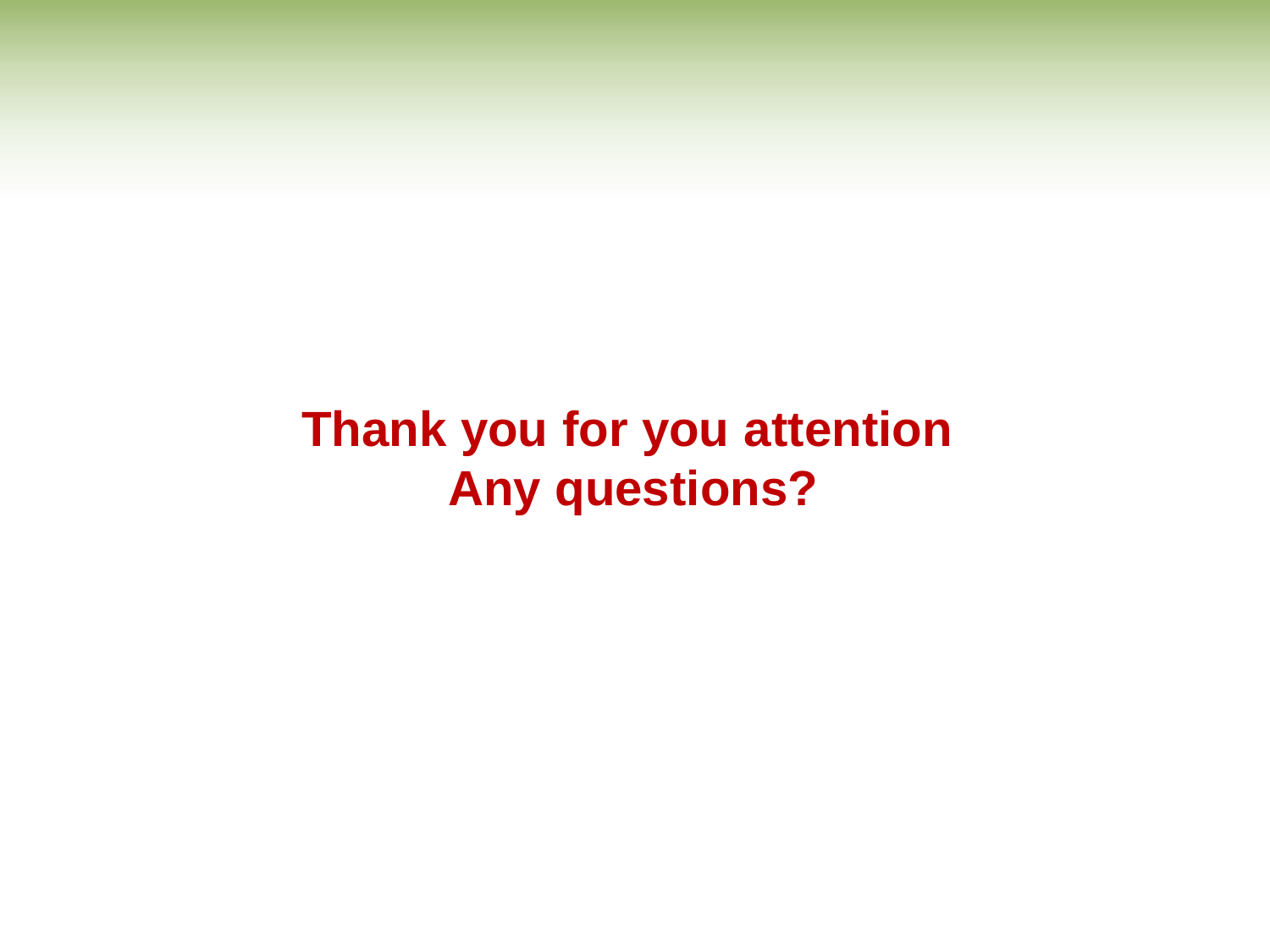**Thank you for you attention**
**Any questions?**